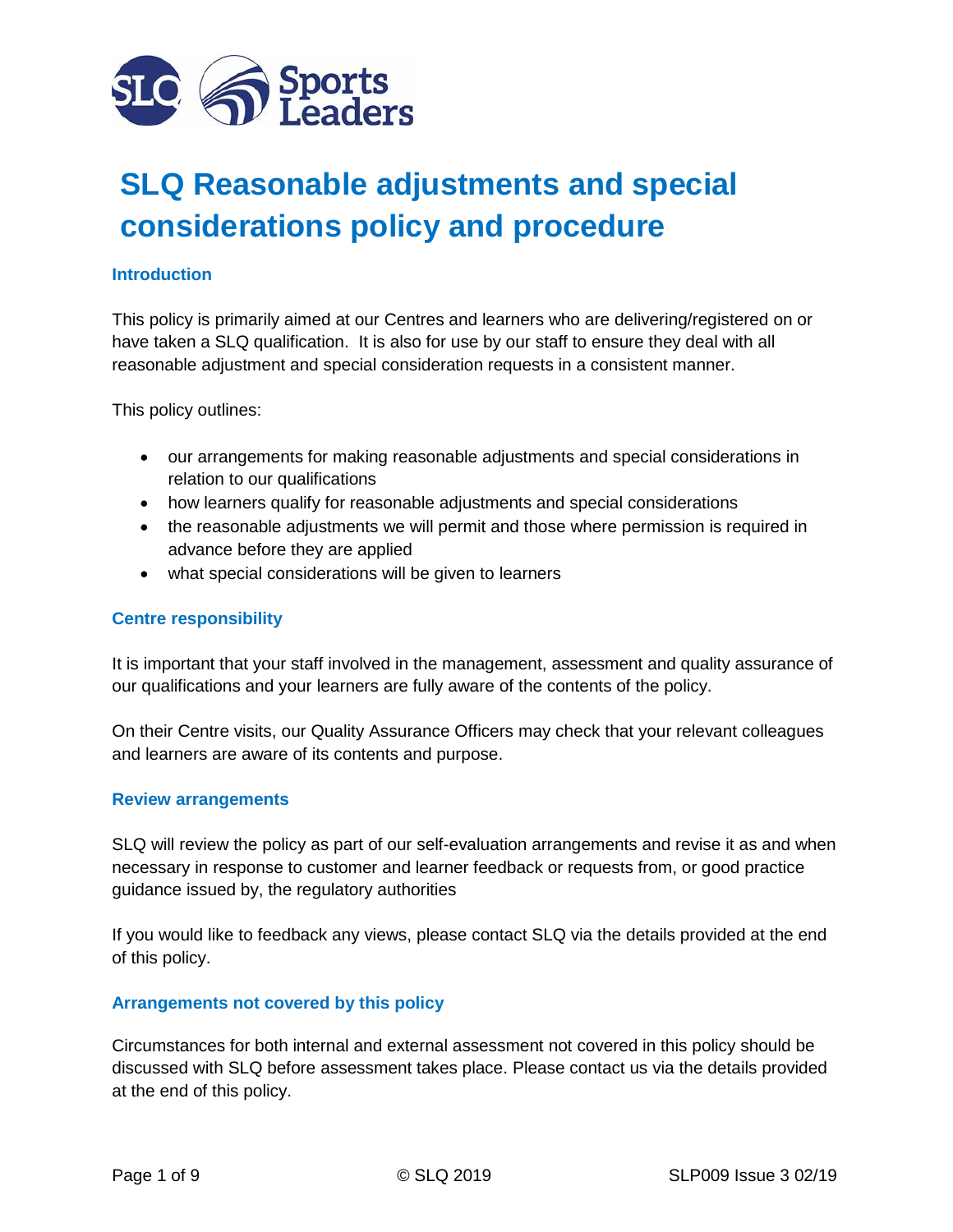# SLQ Reasonable adjustments and special considerations policy and procedure

## Introduction

This policy is primarily aimed at our Centres and learners who are delivering/registered on or have taken a SLQ qualification.  It is also for use by our staff to ensure they deal with all reasonable adjustment and special consideration requests in a consistent manner.

This policy outlines:

- our arrangements for making reasonable adjustments and special considerations in relation to our qualifications
- how learners qualify for reasonable adjustments and special considerations
- the reasonable adjustments we will permit and those where permission is required in advance before they are applied
- what special considerations will be given to learners

## Centre responsibility

It is important that your staff involved in the management, assessment and quality assurance of our qualifications and your learners are fully aware of the contents of the policy.

On their Centre visits, our Quality Assurance Officers may check that your relevant colleagues and learners are aware of its contents and purpose.

## Review arrangements

SLQ will review the policy as part of our self-evaluation arrangements and revise it as and when necessary in response to customer and learner feedback or requests from, or good practice guidance issued by, the regulatory authorities

If you would like to feedback any views, please contact SLQ via the details provided at the end of this policy.

## Arrangements not covered by this policy

Circumstances for both internal and external assessment not covered in this policy should be discussed with SLQ before assessment takes place. Please contact us via the details provided at the end of this policy.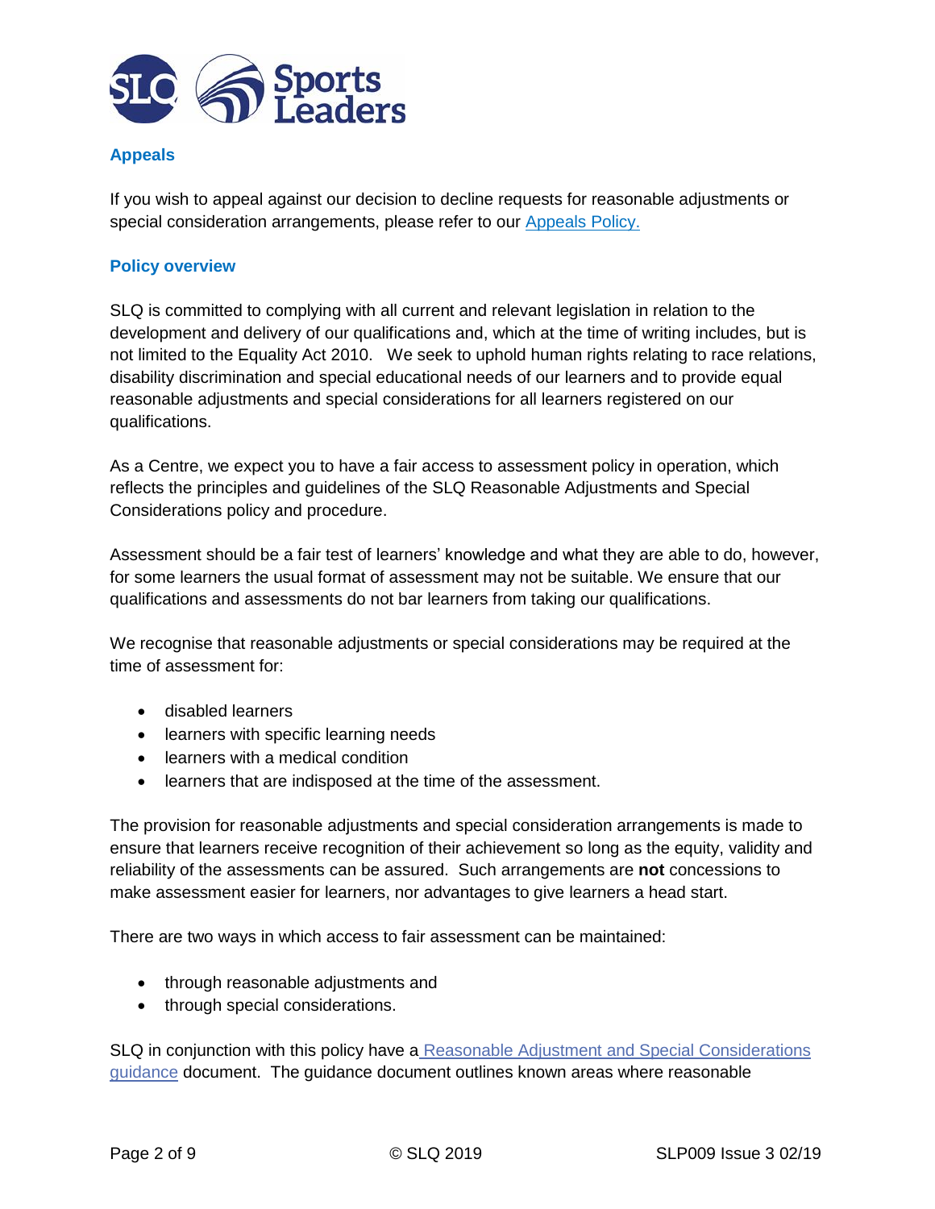## Appeals

If you wish to appeal against our decision to decline requests for reasonable adjustments or special consideration arrangements, please refer to our Appeals Policy.

## Policy overview

SLQ is committed to complying with all current and relevant legislation in relation to the development and delivery of our qualifications and, which at the time of writing includes, but is not limited to the Equality Act 2010. We seek to uphold human rights relating to race relations, disability discrimination and special educational needs of our learners and to provide equal reasonable adjustments and special considerations for all learners registered on our qualifications.

As a Centre, we expect you to have a fair access to assessment policy in operation, which reflects the principles and guidelines of the SLQ Reasonable Adjustments and Special Considerations policy and procedure.

Assessment should be a fair test of learners' knowledge and what they are able to do, however, for some learners the usual format of assessment may not be suitable. We ensure that our qualifications and assessments do not bar learners from taking our qualifications.

We recognise that reasonable adjustments or special considerations may be required at the time of assessment for:

- disabled learners
- learners with specific learning needs
- learners with a medical condition
- learners that are indisposed at the time of the assessment.

The provision for reasonable adjustments and special consideration arrangements is made to ensure that learners receive recognition of their achievement so long as the equity, validity and reliability of the assessments can be assured. Such arrangements are **not** concessions to make assessment easier for learners, nor advantages to give learners a head start.

There are two ways in which access to fair assessment can be maintained:

- through reasonable adjustments and
- through special considerations.

SLQ in conjunction with this policy have a Reasonable Adjustment and Special Considerations guidance document. The guidance document outlines known areas where reasonable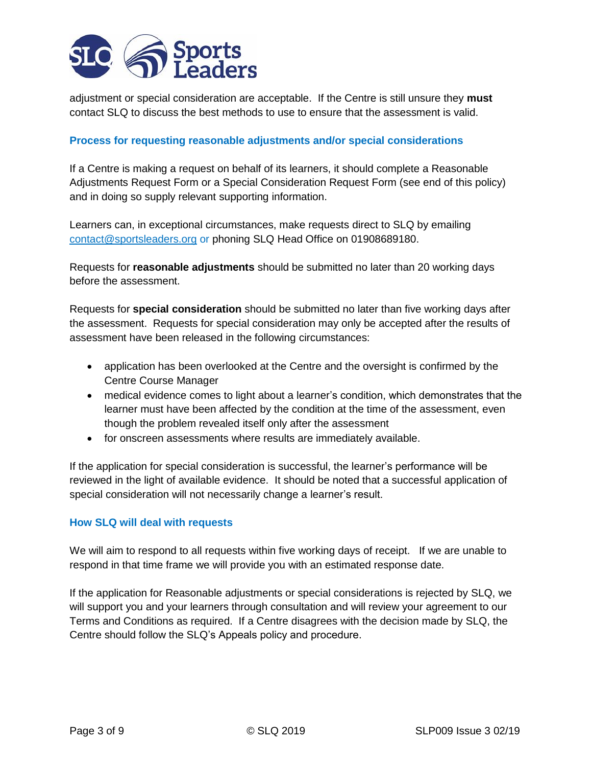adjustment or special consideration are acceptable. If the Centre is still unsure they **must** contact SLQ to discuss the best methods to use to ensure that the assessment is valid.

### Process for requesting reasonable adjustments and/or special considerations

If a Centre is making a request on behalf of its learners, it should complete a Reasonable Adjustments Request Form or a Special Consideration Request Form (see end of this policy) and in doing so supply relevant supporting information.

Learners can, in exceptional circumstances, make requests direct to SLQ by emailing contact@sportsleaders.org or phoning SLQ Head Office on 01908689180.

Requests for **reasonable adjustments** should be submitted no later than 20 working days before the assessment.

Requests for **special consideration** should be submitted no later than five working days after the assessment. Requests for special consideration may only be accepted after the results of assessment have been released in the following circumstances:

- application has been overlooked at the Centre and the oversight is confirmed by the Centre Course Manager
- medical evidence comes to light about a learner's condition, which demonstrates that the learner must have been affected by the condition at the time of the assessment, even though the problem revealed itself only after the assessment
- for onscreen assessments where results are immediately available.

If the application for special consideration is successful, the learner's performance will be reviewed in the light of available evidence. It should be noted that a successful application of special consideration will not necessarily change a learner's result.

### How SLQ will deal with requests

We will aim to respond to all requests within five working days of receipt. If we are unable to respond in that time frame we will provide you with an estimated response date.

If the application for Reasonable adjustments or special considerations is rejected by SLQ, we will support you and your learners through consultation and will review your agreement to our Terms and Conditions as required. If a Centre disagrees with the decision made by SLQ, the Centre should follow the SLQ's Appeals policy and procedure.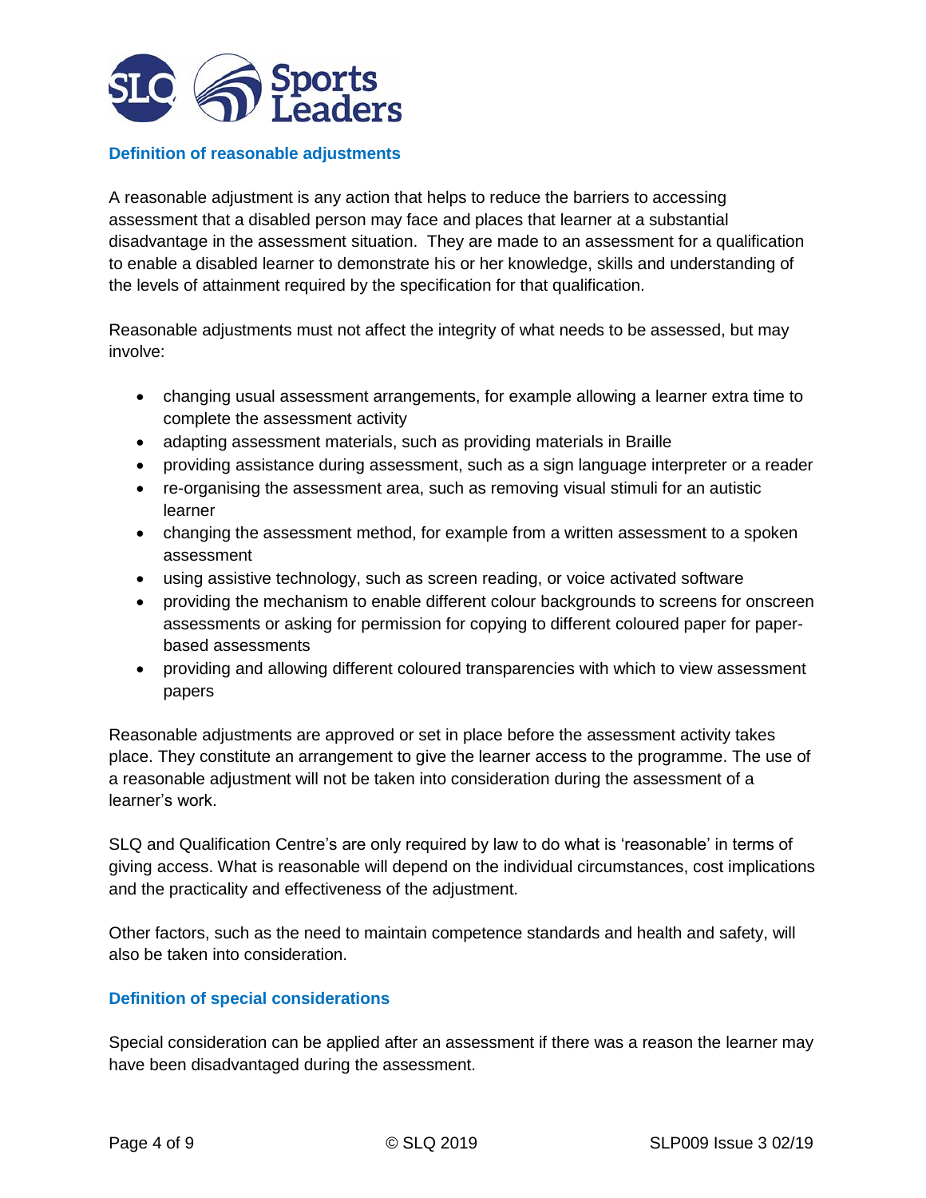## Definition of reasonable adjustments

A reasonable adjustment is any action that helps to reduce the barriers to accessing assessment that a disabled person may face and places that learner at a substantial disadvantage in the assessment situation. They are made to an assessment for a qualification to enable a disabled learner to demonstrate his or her knowledge, skills and understanding of the levels of attainment required by the specification for that qualification.

Reasonable adjustments must not affect the integrity of what needs to be assessed, but may involve:

- changing usual assessment arrangements, for example allowing a learner extra time to complete the assessment activity
- adapting assessment materials, such as providing materials in Braille
- providing assistance during assessment, such as a sign language interpreter or a reader
- re-organising the assessment area, such as removing visual stimuli for an autistic learner
- changing the assessment method, for example from a written assessment to a spoken assessment
- using assistive technology, such as screen reading, or voice activated software
- providing the mechanism to enable different colour backgrounds to screens for onscreen assessments or asking for permission for copying to different coloured paper for paper-based assessments
- providing and allowing different coloured transparencies with which to view assessment papers

Reasonable adjustments are approved or set in place before the assessment activity takes place. They constitute an arrangement to give the learner access to the programme. The use of a reasonable adjustment will not be taken into consideration during the assessment of a learner's work.

SLQ and Qualification Centre's are only required by law to do what is 'reasonable' in terms of giving access. What is reasonable will depend on the individual circumstances, cost implications and the practicality and effectiveness of the adjustment.

Other factors, such as the need to maintain competence standards and health and safety, will also be taken into consideration.

## Definition of special considerations

Special consideration can be applied after an assessment if there was a reason the learner may have been disadvantaged during the assessment.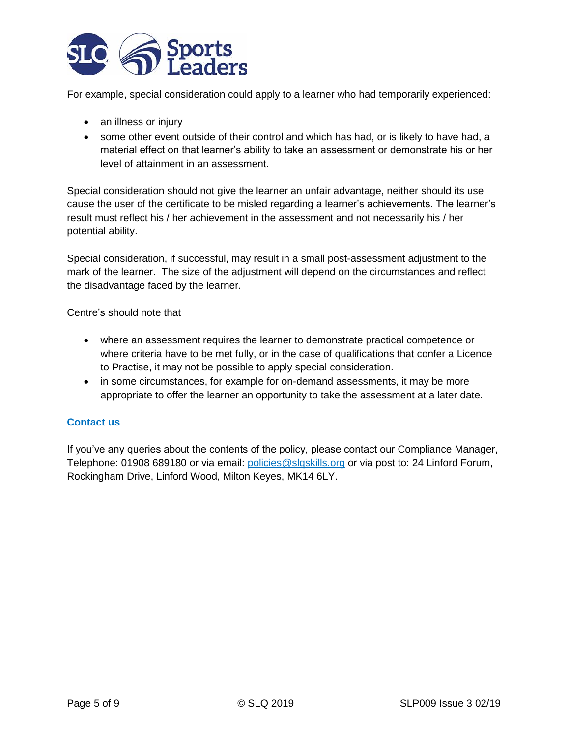For example, special consideration could apply to a learner who had temporarily experienced:

- an illness or injury
- some other event outside of their control and which has had, or is likely to have had, a material effect on that learner's ability to take an assessment or demonstrate his or her level of attainment in an assessment.

Special consideration should not give the learner an unfair advantage, neither should its use cause the user of the certificate to be misled regarding a learner's achievements. The learner's result must reflect his / her achievement in the assessment and not necessarily his / her potential ability.

Special consideration, if successful, may result in a small post-assessment adjustment to the mark of the learner. The size of the adjustment will depend on the circumstances and reflect the disadvantage faced by the learner.

Centre's should note that

- where an assessment requires the learner to demonstrate practical competence or where criteria have to be met fully, or in the case of qualifications that confer a Licence to Practise, it may not be possible to apply special consideration.
- in some circumstances, for example for on-demand assessments, it may be more appropriate to offer the learner an opportunity to take the assessment at a later date.

## Contact us

If you've any queries about the contents of the policy, please contact our Compliance Manager, Telephone: 01908 689180 or via email: policies@slqskills.org or via post to: 24 Linford Forum, Rockingham Drive, Linford Wood, Milton Keyes, MK14 6LY.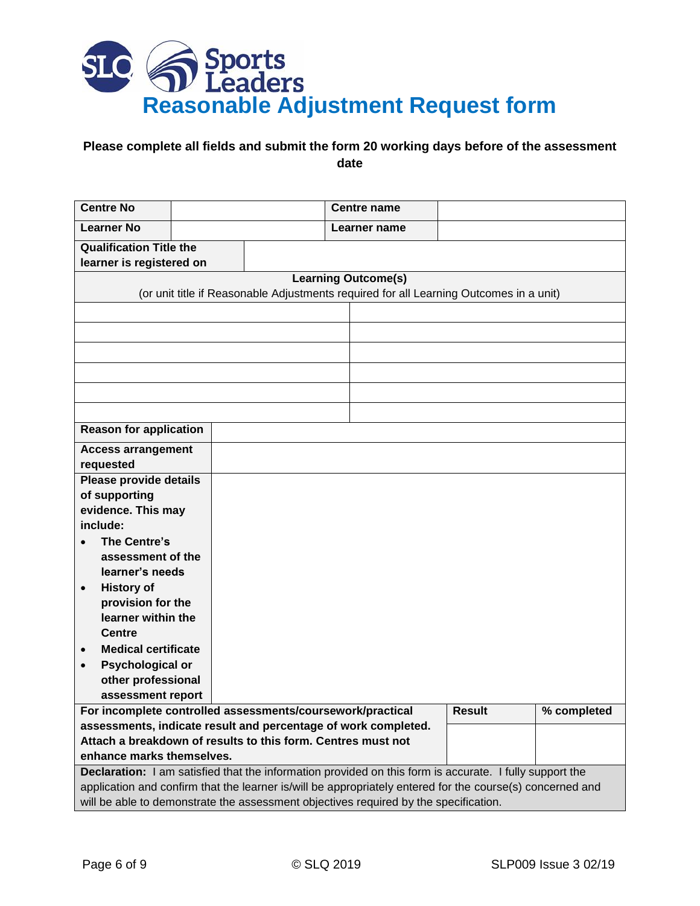# Reasonable Adjustment Request form

**Please complete all fields and submit the form 20 working days before of the assessment date**

| **Centre No** | | **Centre name** | |
|---|---|---|---|
| **Learner No** | | **Learner name** | |
| **Qualification Title the learner is registered on** | | | |
| **Learning Outcome(s)** (or unit title if Reasonable Adjustments required for all Learning Outcomes in a unit) | | | |
| | | | |
| | | | |
| | | | |
| | | | |
| | | | |
| | | | |
| **Reason for application** | | | |
| **Access arrangement requested** | | | |
| **Please provide details of supporting evidence. This may include:**<br>• **The Centre's assessment of the learner's needs**<br>• **History of provision for the learner within the Centre**<br>• **Medical certificate**<br>• **Psychological or other professional assessment report** | | | |
| **For incomplete controlled assessments/coursework/practical assessments, indicate result and percentage of work completed. Attach a breakdown of results to this form. Centres must not enhance marks themselves.** | | **Result** | **% completed** |
| | | | |
| **Declaration:** I am satisfied that the information provided on this form is accurate. I fully support the application and confirm that the learner is/will be appropriately entered for the course(s) concerned and will be able to demonstrate the assessment objectives required by the specification. | | | |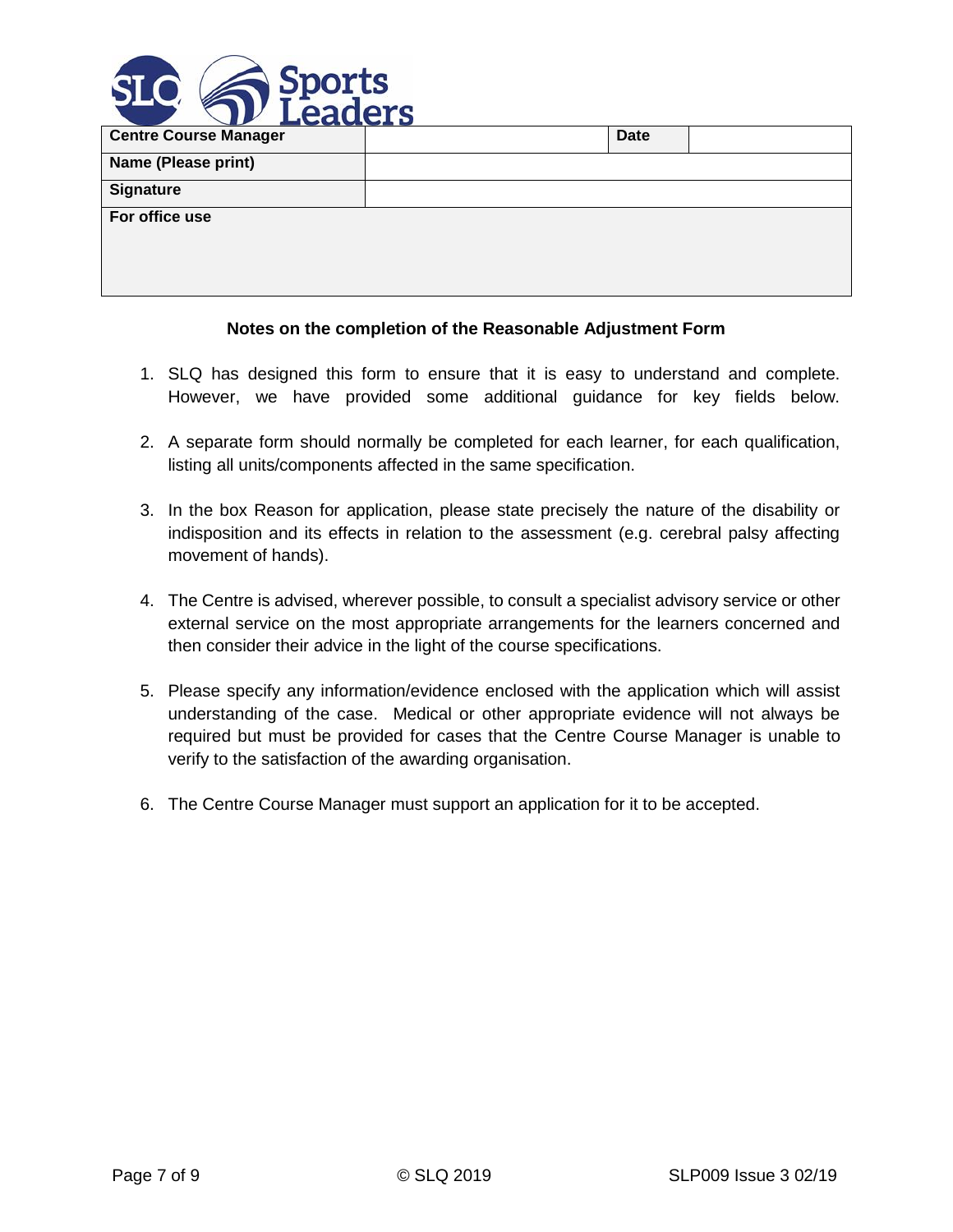| Centre Course Manager | | Date | |
|---|---|---|---|
| Name (Please print) | | | |
| Signature | | | |
| For office use | | | |

**Notes on the completion of the Reasonable Adjustment Form**

1. SLQ has designed this form to ensure that it is easy to understand and complete. However, we have provided some additional guidance for key fields below.

2. A separate form should normally be completed for each learner, for each qualification, listing all units/components affected in the same specification.

3. In the box Reason for application, please state precisely the nature of the disability or indisposition and its effects in relation to the assessment (e.g. cerebral palsy affecting movement of hands).

4. The Centre is advised, wherever possible, to consult a specialist advisory service or other external service on the most appropriate arrangements for the learners concerned and then consider their advice in the light of the course specifications.

5. Please specify any information/evidence enclosed with the application which will assist understanding of the case. Medical or other appropriate evidence will not always be required but must be provided for cases that the Centre Course Manager is unable to verify to the satisfaction of the awarding organisation.

6. The Centre Course Manager must support an application for it to be accepted.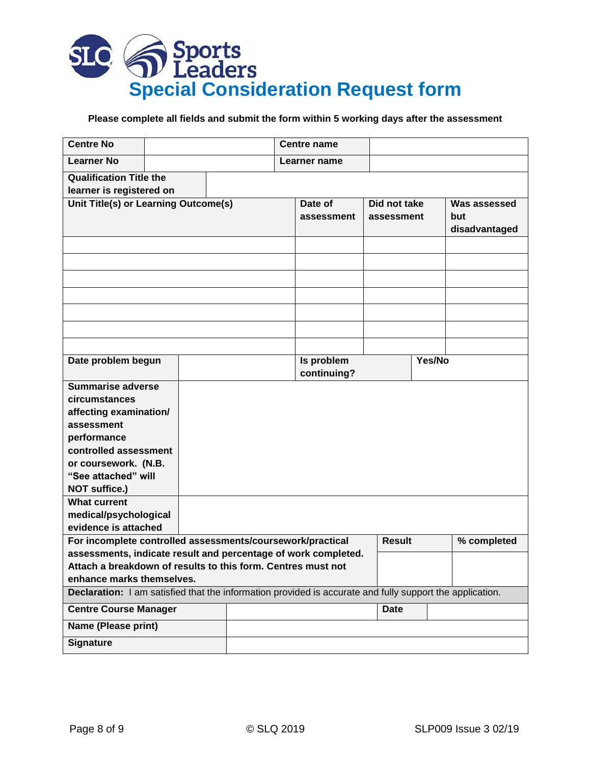# Special Consideration Request form

**Please complete all fields and submit the form within 5 working days after the assessment**

| **Centre No** | | **Centre name** | |
|---|---|---|---|
| **Learner No** | | **Learner name** | |
| **Qualification Title the learner is registered on** | | | |

| **Unit Title(s) or Learning Outcome(s)** | **Date of assessment** | **Did not take assessment** | **Was assessed but disadvantaged** |
|---|---|---|---|
| | | | |
| | | | |
| | | | |
| | | | |
| | | | |
| | | | |
| | | | |

| **Date problem begun** | | **Is problem continuing?** | **Yes/No** |
|---|---|---|---|
| **Summarise adverse circumstances affecting examination/ assessment performance controlled assessment or coursework. (N.B. "See attached" will NOT suffice.)** | | | |
| **What current medical/psychological evidence is attached** | | | |

| **For incomplete controlled assessments/coursework/practical assessments, indicate result and percentage of work completed. Attach a breakdown of results to this form. Centres must not enhance marks themselves.** | **Result** | **% completed** |
|---|---|---|
| | | |

**Declaration:** I am satisfied that the information provided is accurate and fully support the application.

| **Centre Course Manager** | | **Date** | |
|---|---|---|---|
| **Name (Please print)** | | | |
| **Signature** | | | |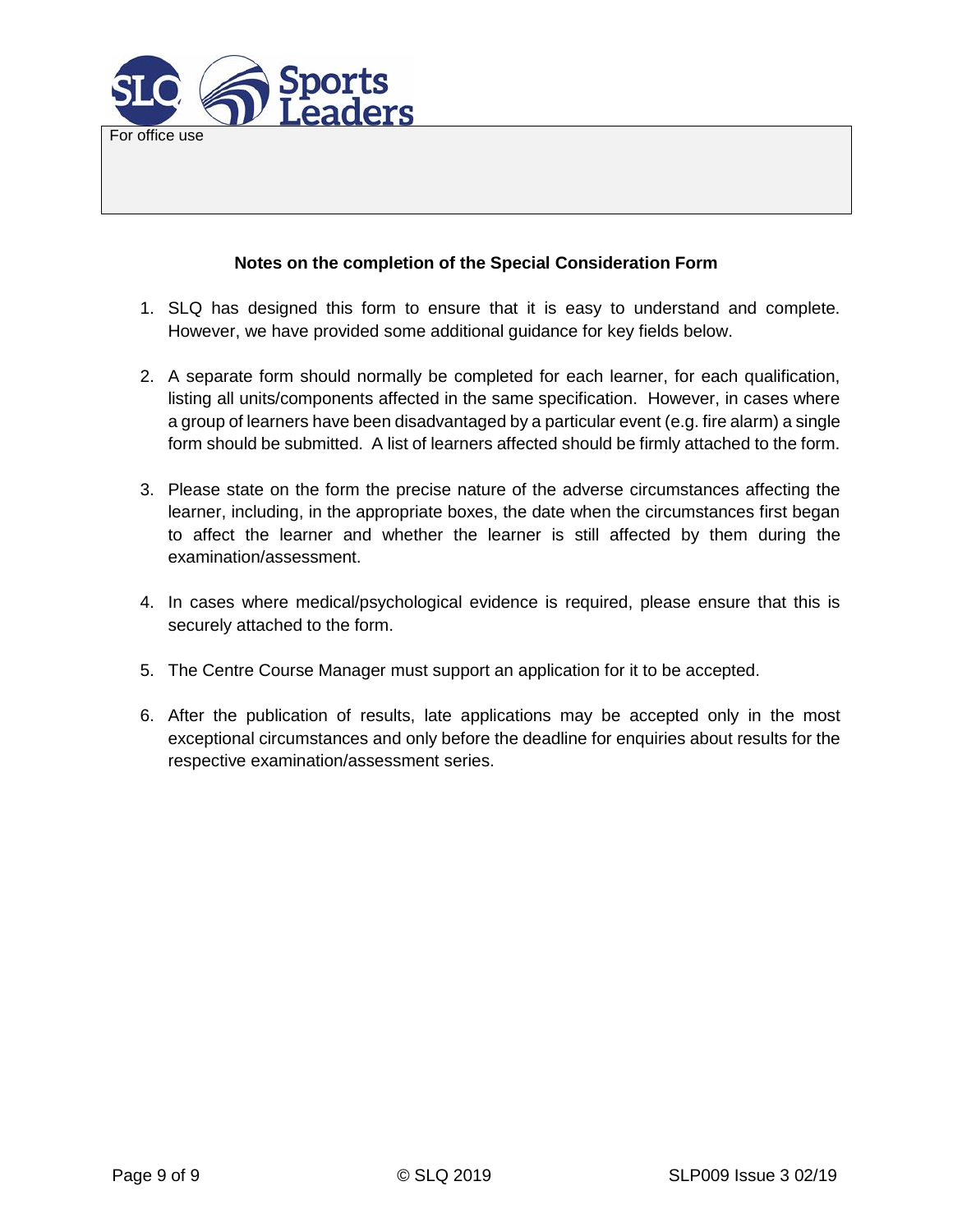For office use

**Notes on the completion of the Special Consideration Form**

1. SLQ has designed this form to ensure that it is easy to understand and complete. However, we have provided some additional guidance for key fields below.

2. A separate form should normally be completed for each learner, for each qualification, listing all units/components affected in the same specification. However, in cases where a group of learners have been disadvantaged by a particular event (e.g. fire alarm) a single form should be submitted. A list of learners affected should be firmly attached to the form.

3. Please state on the form the precise nature of the adverse circumstances affecting the learner, including, in the appropriate boxes, the date when the circumstances first began to affect the learner and whether the learner is still affected by them during the examination/assessment.

4. In cases where medical/psychological evidence is required, please ensure that this is securely attached to the form.

5. The Centre Course Manager must support an application for it to be accepted.

6. After the publication of results, late applications may be accepted only in the most exceptional circumstances and only before the deadline for enquiries about results for the respective examination/assessment series.